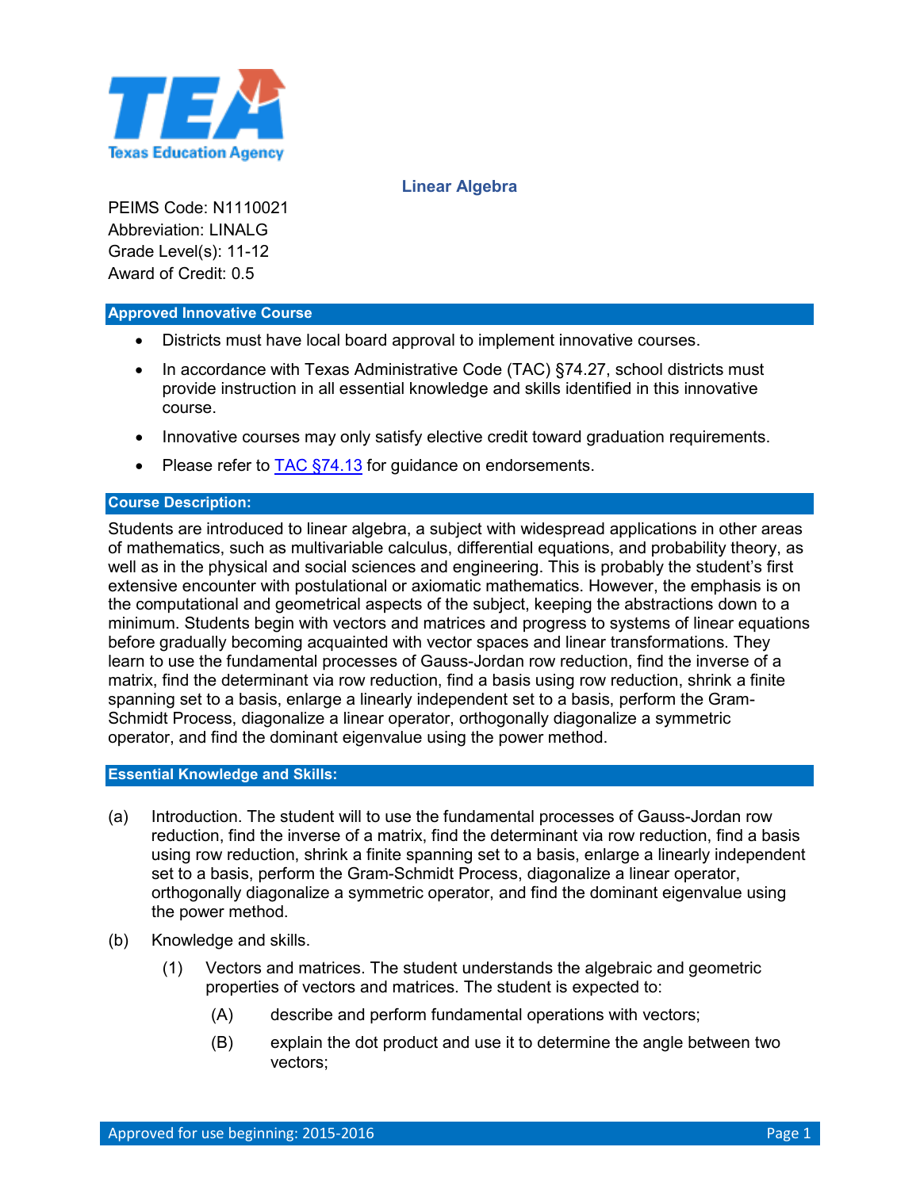# Linear Algebra

PEIMS Code: N1110021
Abbreviation: LINALG
Grade Level(s): 11-12
Award of Credit: 0.5

## Approved Innovative Course

- Districts must have local board approval to implement innovative courses.
- In accordance with Texas Administrative Code (TAC) §74.27, school districts must provide instruction in all essential knowledge and skills identified in this innovative course.
- Innovative courses may only satisfy elective credit toward graduation requirements.
- Please refer to [TAC §74.13](TAC §74.13) for guidance on endorsements.

## Course Description:

Students are introduced to linear algebra, a subject with widespread applications in other areas of mathematics, such as multivariable calculus, differential equations, and probability theory, as well as in the physical and social sciences and engineering. This is probably the student's first extensive encounter with postulational or axiomatic mathematics. However, the emphasis is on the computational and geometrical aspects of the subject, keeping the abstractions down to a minimum. Students begin with vectors and matrices and progress to systems of linear equations before gradually becoming acquainted with vector spaces and linear transformations. They learn to use the fundamental processes of Gauss-Jordan row reduction, find the inverse of a matrix, find the determinant via row reduction, find a basis using row reduction, shrink a finite spanning set to a basis, enlarge a linearly independent set to a basis, perform the Gram-Schmidt Process, diagonalize a linear operator, orthogonally diagonalize a symmetric operator, and find the dominant eigenvalue using the power method.

## Essential Knowledge and Skills:

(a) Introduction. The student will to use the fundamental processes of Gauss-Jordan row reduction, find the inverse of a matrix, find the determinant via row reduction, find a basis using row reduction, shrink a finite spanning set to a basis, enlarge a linearly independent set to a basis, perform the Gram-Schmidt Process, diagonalize a linear operator, orthogonally diagonalize a symmetric operator, and find the dominant eigenvalue using the power method.

(b) Knowledge and skills.

(1) Vectors and matrices. The student understands the algebraic and geometric properties of vectors and matrices. The student is expected to:

(A) describe and perform fundamental operations with vectors;

(B) explain the dot product and use it to determine the angle between two vectors;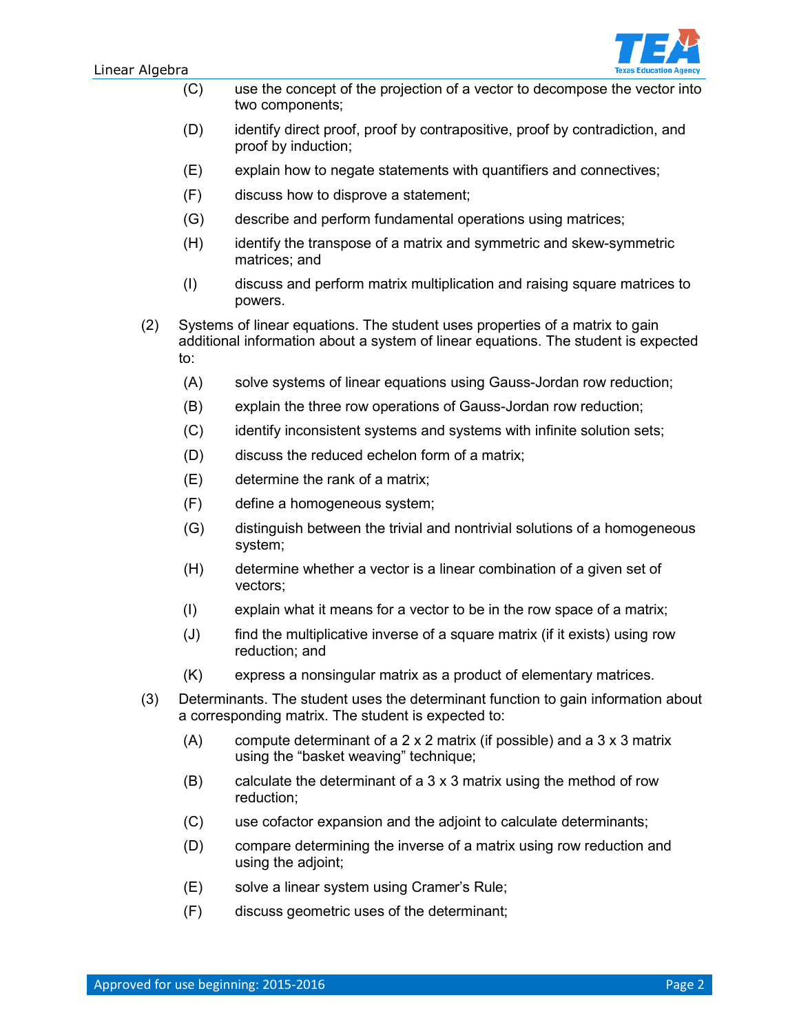(C) use the concept of the projection of a vector to decompose the vector into two components;

(D) identify direct proof, proof by contrapositive, proof by contradiction, and proof by induction;

(E) explain how to negate statements with quantifiers and connectives;

(F) discuss how to disprove a statement;

(G) describe and perform fundamental operations using matrices;

(H) identify the transpose of a matrix and symmetric and skew-symmetric matrices; and

(I) discuss and perform matrix multiplication and raising square matrices to powers.

(2) Systems of linear equations. The student uses properties of a matrix to gain additional information about a system of linear equations. The student is expected to:

(A) solve systems of linear equations using Gauss-Jordan row reduction;

(B) explain the three row operations of Gauss-Jordan row reduction;

(C) identify inconsistent systems and systems with infinite solution sets;

(D) discuss the reduced echelon form of a matrix;

(E) determine the rank of a matrix;

(F) define a homogeneous system;

(G) distinguish between the trivial and nontrivial solutions of a homogeneous system;

(H) determine whether a vector is a linear combination of a given set of vectors;

(I) explain what it means for a vector to be in the row space of a matrix;

(J) find the multiplicative inverse of a square matrix (if it exists) using row reduction; and

(K) express a nonsingular matrix as a product of elementary matrices.

(3) Determinants. The student uses the determinant function to gain information about a corresponding matrix. The student is expected to:

(A) compute determinant of a 2 x 2 matrix (if possible) and a 3 x 3 matrix using the "basket weaving" technique;

(B) calculate the determinant of a 3 x 3 matrix using the method of row reduction;

(C) use cofactor expansion and the adjoint to calculate determinants;

(D) compare determining the inverse of a matrix using row reduction and using the adjoint;

(E) solve a linear system using Cramer's Rule;

(F) discuss geometric uses of the determinant;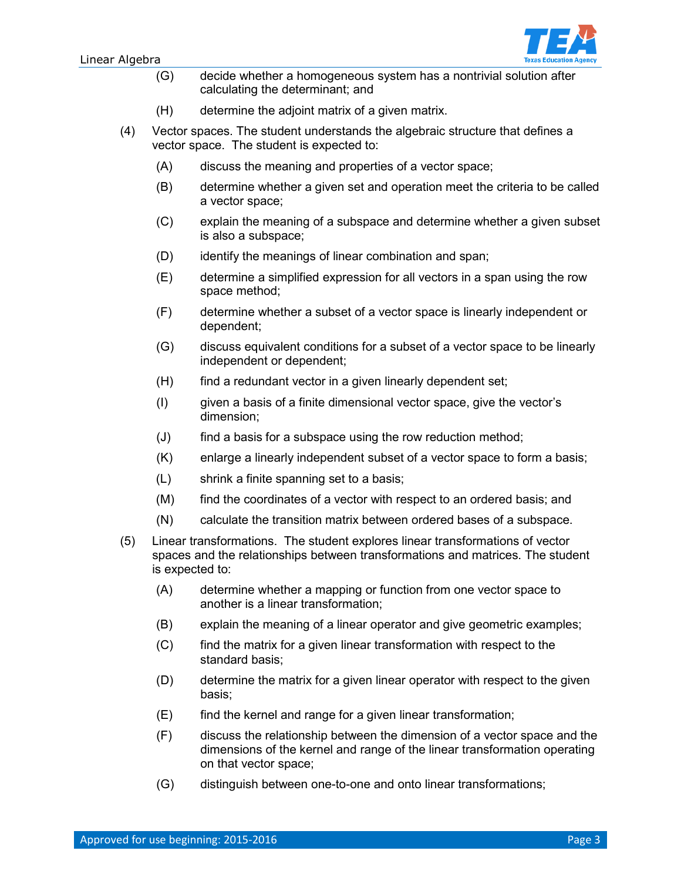(G) decide whether a homogeneous system has a nontrivial solution after calculating the determinant; and

(H) determine the adjoint matrix of a given matrix.

(4) Vector spaces. The student understands the algebraic structure that defines a vector space. The student is expected to:

(A) discuss the meaning and properties of a vector space;

(B) determine whether a given set and operation meet the criteria to be called a vector space;

(C) explain the meaning of a subspace and determine whether a given subset is also a subspace;

(D) identify the meanings of linear combination and span;

(E) determine a simplified expression for all vectors in a span using the row space method;

(F) determine whether a subset of a vector space is linearly independent or dependent;

(G) discuss equivalent conditions for a subset of a vector space to be linearly independent or dependent;

(H) find a redundant vector in a given linearly dependent set;

(I) given a basis of a finite dimensional vector space, give the vector's dimension;

(J) find a basis for a subspace using the row reduction method;

(K) enlarge a linearly independent subset of a vector space to form a basis;

(L) shrink a finite spanning set to a basis;

(M) find the coordinates of a vector with respect to an ordered basis; and

(N) calculate the transition matrix between ordered bases of a subspace.

(5) Linear transformations. The student explores linear transformations of vector spaces and the relationships between transformations and matrices. The student is expected to:

(A) determine whether a mapping or function from one vector space to another is a linear transformation;

(B) explain the meaning of a linear operator and give geometric examples;

(C) find the matrix for a given linear transformation with respect to the standard basis;

(D) determine the matrix for a given linear operator with respect to the given basis;

(E) find the kernel and range for a given linear transformation;

(F) discuss the relationship between the dimension of a vector space and the dimensions of the kernel and range of the linear transformation operating on that vector space;

(G) distinguish between one-to-one and onto linear transformations;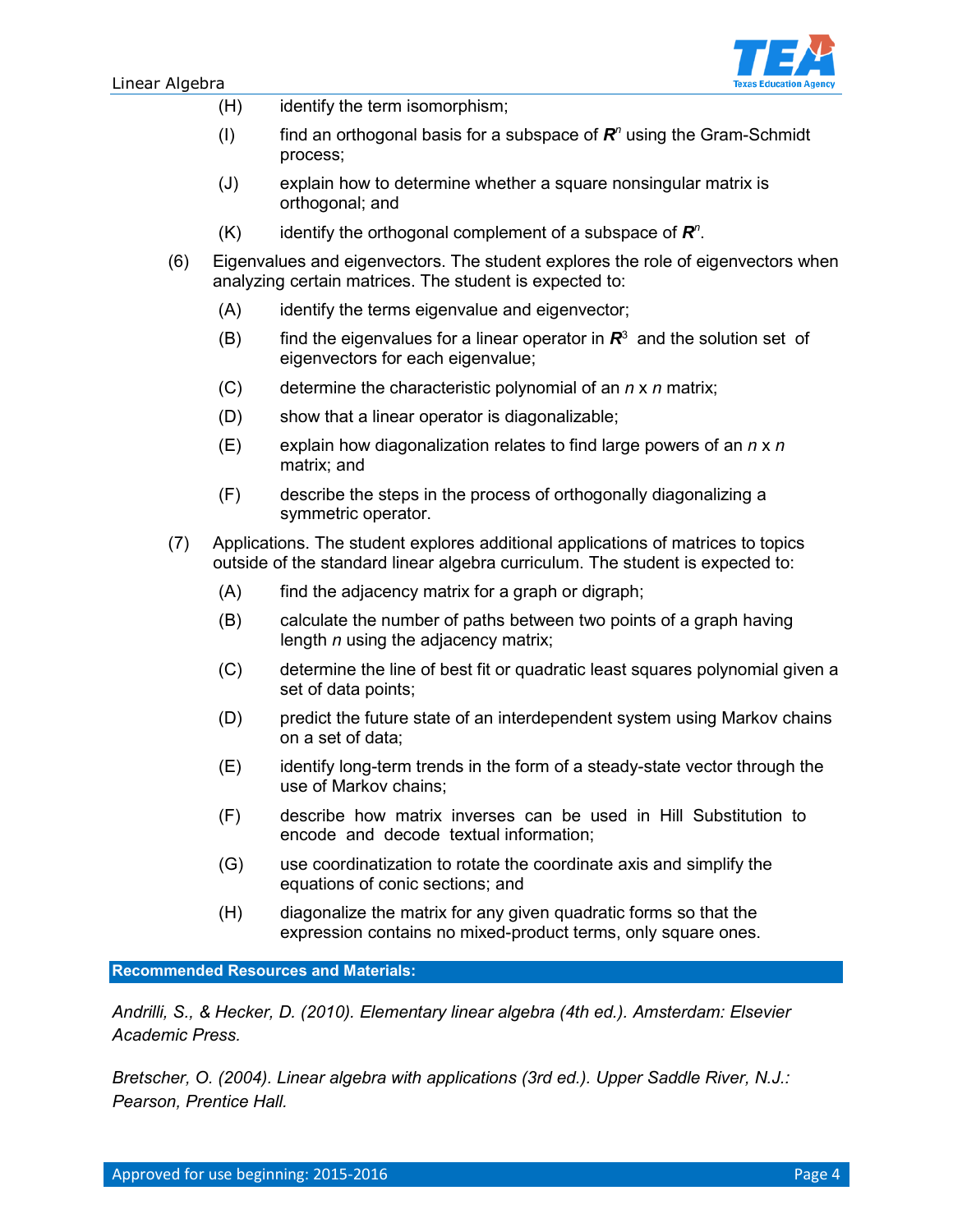(H) identify the term isomorphism;

(I) find an orthogonal basis for a subspace of $\boldsymbol{R}^n$ using the Gram-Schmidt process;

(J) explain how to determine whether a square nonsingular matrix is orthogonal; and

(K) identify the orthogonal complement of a subspace of $\boldsymbol{R}^n$.

(6) Eigenvalues and eigenvectors. The student explores the role of eigenvectors when analyzing certain matrices. The student is expected to:

(A) identify the terms eigenvalue and eigenvector;

(B) find the eigenvalues for a linear operator in $\boldsymbol{R}^3$ and the solution set of eigenvectors for each eigenvalue;

(C) determine the characteristic polynomial of an $n$ x $n$ matrix;

(D) show that a linear operator is diagonalizable;

(E) explain how diagonalization relates to find large powers of an $n$ x $n$ matrix; and

(F) describe the steps in the process of orthogonally diagonalizing a symmetric operator.

(7) Applications. The student explores additional applications of matrices to topics outside of the standard linear algebra curriculum. The student is expected to:

(A) find the adjacency matrix for a graph or digraph;

(B) calculate the number of paths between two points of a graph having length $n$ using the adjacency matrix;

(C) determine the line of best fit or quadratic least squares polynomial given a set of data points;

(D) predict the future state of an interdependent system using Markov chains on a set of data;

(E) identify long-term trends in the form of a steady-state vector through the use of Markov chains;

(F) describe how matrix inverses can be used in Hill Substitution to encode and decode textual information;

(G) use coordinatization to rotate the coordinate axis and simplify the equations of conic sections; and

(H) diagonalize the matrix for any given quadratic forms so that the expression contains no mixed-product terms, only square ones.

**Recommended Resources and Materials:**

*Andrilli, S., & Hecker, D. (2010). Elementary linear algebra (4th ed.). Amsterdam: Elsevier Academic Press.*

*Bretscher, O. (2004). Linear algebra with applications (3rd ed.). Upper Saddle River, N.J.: Pearson, Prentice Hall.*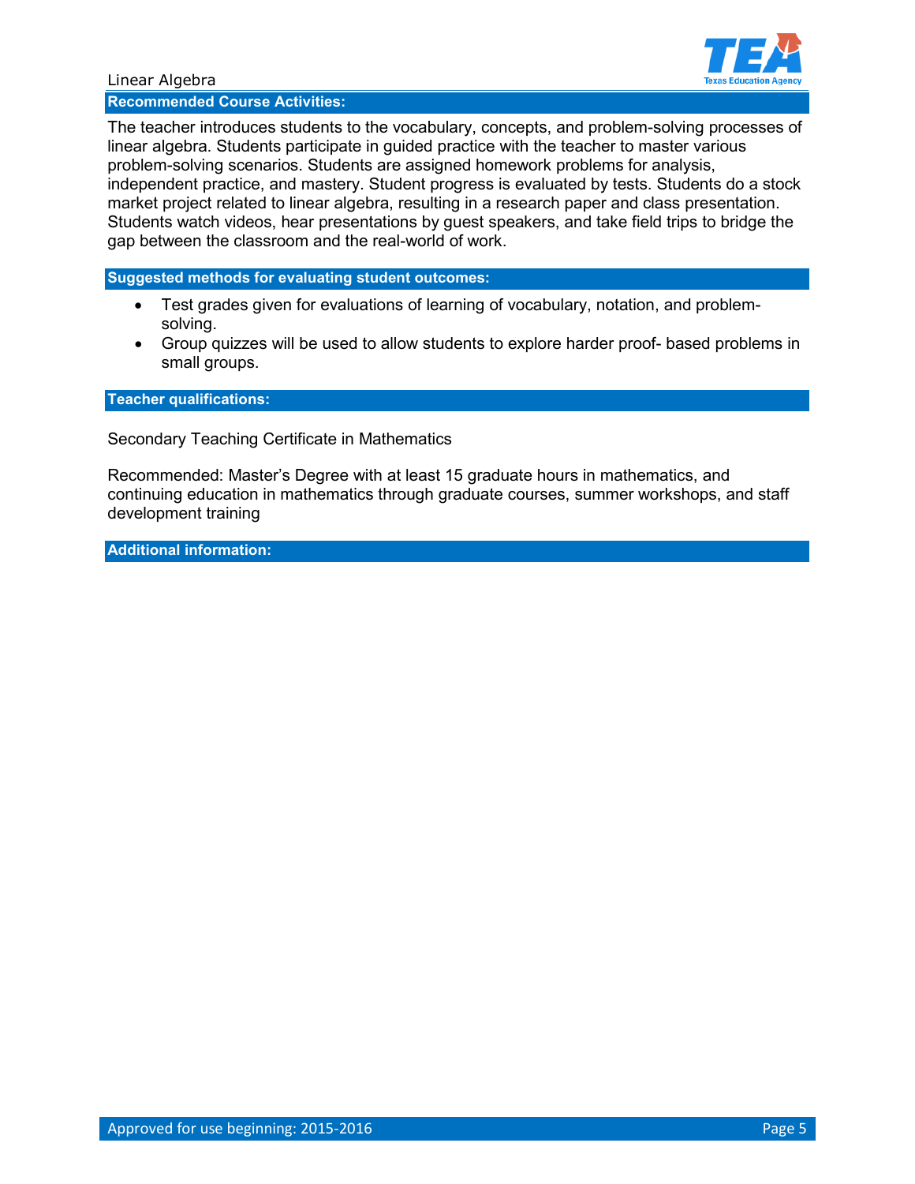## Recommended Course Activities:

The teacher introduces students to the vocabulary, concepts, and problem-solving processes of linear algebra. Students participate in guided practice with the teacher to master various problem-solving scenarios. Students are assigned homework problems for analysis, independent practice, and mastery. Student progress is evaluated by tests. Students do a stock market project related to linear algebra, resulting in a research paper and class presentation. Students watch videos, hear presentations by guest speakers, and take field trips to bridge the gap between the classroom and the real-world of work.

## Suggested methods for evaluating student outcomes:

- Test grades given for evaluations of learning of vocabulary, notation, and problem-solving.
- Group quizzes will be used to allow students to explore harder proof- based problems in small groups.

## Teacher qualifications:

Secondary Teaching Certificate in Mathematics

Recommended: Master's Degree with at least 15 graduate hours in mathematics, and continuing education in mathematics through graduate courses, summer workshops, and staff development training

## Additional information: